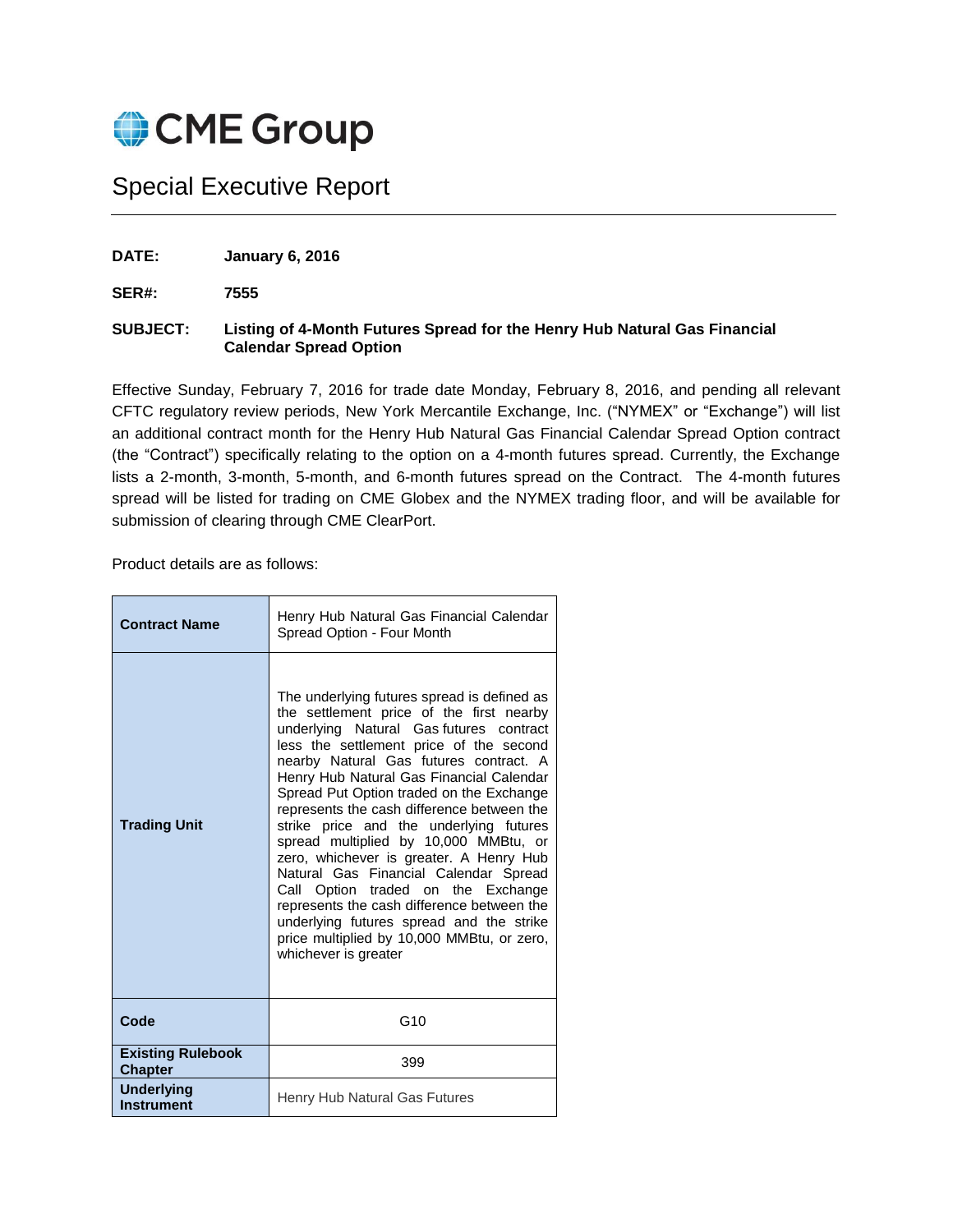# CME Group

## Special Executive Report

**DATE:** **January 6, 2016**

**SER#:** **7555**

**SUBJECT:** **Listing of 4-Month Futures Spread for the Henry Hub Natural Gas Financial Calendar Spread Option**

Effective Sunday, February 7, 2016 for trade date Monday, February 8, 2016, and pending all relevant CFTC regulatory review periods, New York Mercantile Exchange, Inc. ("NYMEX" or "Exchange") will list an additional contract month for the Henry Hub Natural Gas Financial Calendar Spread Option contract (the "Contract") specifically relating to the option on a 4-month futures spread. Currently, the Exchange lists a 2-month, 3-month, 5-month, and 6-month futures spread on the Contract. The 4-month futures spread will be listed for trading on CME Globex and the NYMEX trading floor, and will be available for submission of clearing through CME ClearPort.

Product details are as follows:

| | |
|---|---|
| **Contract Name** | Henry Hub Natural Gas Financial Calendar Spread Option - Four Month |
| **Trading Unit** | The underlying futures spread is defined as the settlement price of the first nearby underlying Natural Gas futures contract less the settlement price of the second nearby Natural Gas futures contract. A Henry Hub Natural Gas Financial Calendar Spread Put Option traded on the Exchange represents the cash difference between the strike price and the underlying futures spread multiplied by 10,000 MMBtu, or zero, whichever is greater. A Henry Hub Natural Gas Financial Calendar Spread Call Option traded on the Exchange represents the cash difference between the underlying futures spread and the strike price multiplied by 10,000 MMBtu, or zero, whichever is greater |
| **Code** | G10 |
| **Existing Rulebook Chapter** | 399 |
| **Underlying Instrument** | Henry Hub Natural Gas Futures |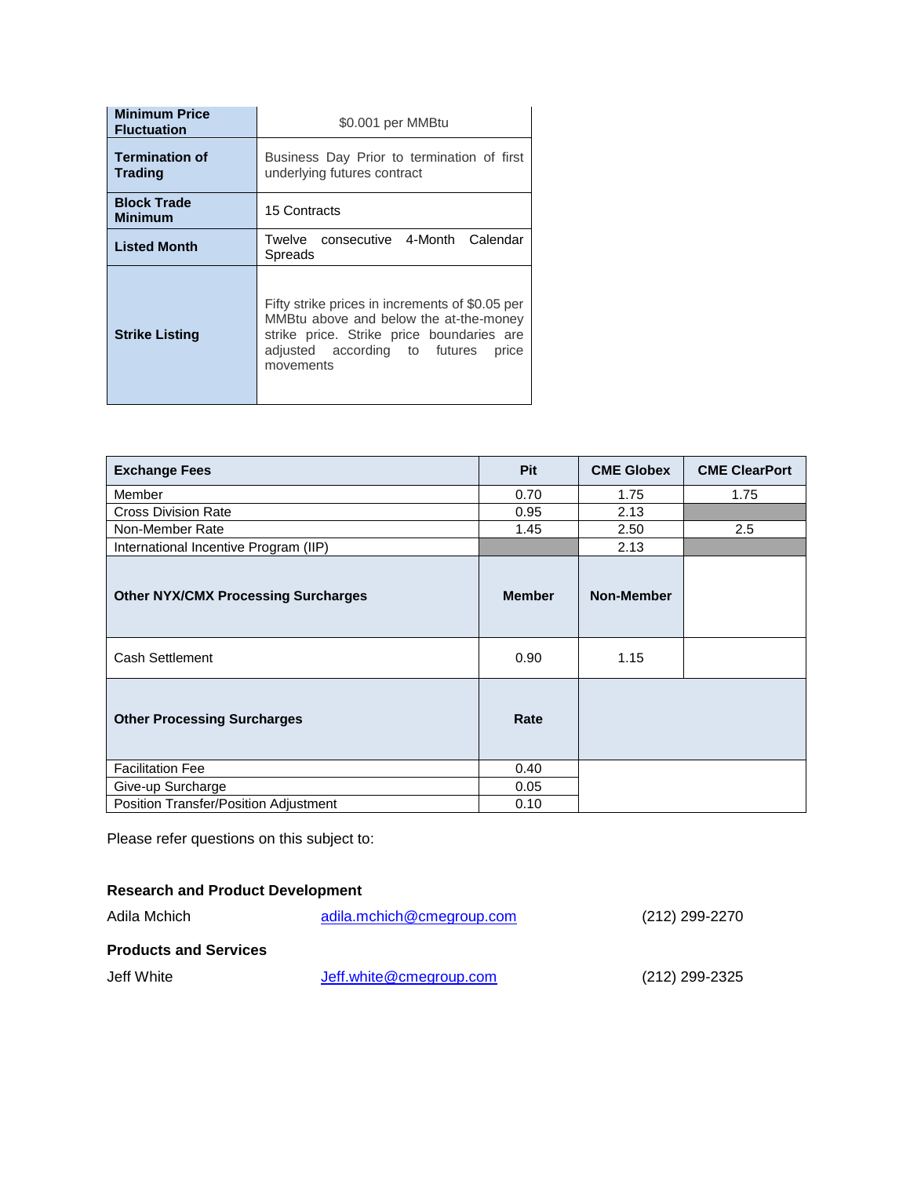| | |
|---|---|
| **Minimum Price Fluctuation** | $0.001 per MMBtu |
| **Termination of Trading** | Business Day Prior to termination of first underlying futures contract |
| **Block Trade Minimum** | 15 Contracts |
| **Listed Month** | Twelve consecutive 4-Month Calendar Spreads |
| **Strike Listing** | Fifty strike prices in increments of $0.05 per MMBtu above and below the at-the-money strike price. Strike price boundaries are adjusted according to futures price movements |

| **Exchange Fees** | **Pit** | **CME Globex** | **CME ClearPort** |
|---|---|---|---|
| Member | 0.70 | 1.75 | 1.75 |
| Cross Division Rate | 0.95 | 2.13 | |
| Non-Member Rate | 1.45 | 2.50 | 2.5 |
| International Incentive Program (IIP) | | 2.13 | |
| **Other NYX/CMX Processing Surcharges** | **Member** | **Non-Member** | |
| Cash Settlement | 0.90 | 1.15 | |
| **Other Processing Surcharges** | **Rate** | | |
| Facilitation Fee | 0.40 | | |
| Give-up Surcharge | 0.05 | | |
| Position Transfer/Position Adjustment | 0.10 | | |

Please refer questions on this subject to:

**Research and Product Development**

Adila Mchich adila.mchich@cmegroup.com (212) 299-2270

**Products and Services**

Jeff White Jeff.white@cmegroup.com (212) 299-2325